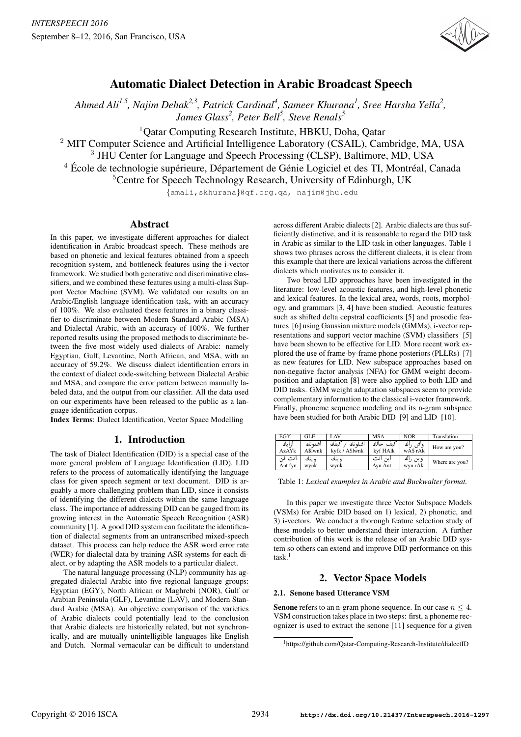# Automatic Dialect Detection in Arabic Broadcast Speech

*Ahmed Ali[1,5], Najim Dehak[2,3], Patrick Cardinal[4], Sameer Khurana[1], Sree Harsha Yella[2], James Glass[2], Peter Bell[5], Steve Renals[5]*

[1]Qatar Computing Research Institute, HBKU, Doha, Qatar
[2] MIT Computer Science and Artificial Intelligence Laboratory (CSAIL), Cambridge, MA, USA
[3] JHU Center for Language and Speech Processing (CLSP), Baltimore, MD, USA
[4] École de technologie supérieure, Département de Génie Logiciel et des TI, Montréal, Canada
[5]Centre for Speech Technology Research, University of Edinburgh, UK

{amali,skhurana}@qf.org.qa, najim@jhu.edu

## Abstract

In this paper, we investigate different approaches for dialect identification in Arabic broadcast speech. These methods are based on phonetic and lexical features obtained from a speech recognition system, and bottleneck features using the i-vector framework. We studied both generative and discriminative classifiers, and we combined these features using a multi-class Support Vector Machine (SVM). We validated our results on an Arabic/English language identification task, with an accuracy of 100%. We also evaluated these features in a binary classifier to discriminate between Modern Standard Arabic (MSA) and Dialectal Arabic, with an accuracy of 100%. We further reported results using the proposed methods to discriminate between the five most widely used dialects of Arabic: namely Egyptian, Gulf, Levantine, North African, and MSA, with an accuracy of 59.2%. We discuss dialect identification errors in the context of dialect code-switching between Dialectal Arabic and MSA, and compare the error pattern between manually labeled data, and the output from our classifier. All the data used on our experiments have been released to the public as a language identification corpus.

**Index Terms**: Dialect Identification, Vector Space Modelling

## 1. Introduction

The task of Dialect Identification (DID) is a special case of the more general problem of Language Identification (LID). LID refers to the process of automatically identifying the language class for given speech segment or text document. DID is arguably a more challenging problem than LID, since it consists of identifying the different dialects within the same language class. The importance of addressing DID can be gauged from its growing interest in the Automatic Speech Recognition (ASR) community [1]. A good DID system can facilitate the identification of dialectal segments from an untranscribed mixed-speech dataset. This process can help reduce the ASR word error rate (WER) for dialectal data by training ASR systems for each dialect, or by adapting the ASR models to a particular dialect.

The natural language processing (NLP) community has aggregated dialectal Arabic into five regional language groups: Egyptian (EGY), North African or Maghrebi (NOR), Gulf or Arabian Peninsula (GLF), Levantine (LAV), and Modern Standard Arabic (MSA). An objective comparison of the varieties of Arabic dialects could potentially lead to the conclusion that Arabic dialects are historically related, but not synchronically, and are mutually unintelligible languages like English and Dutch. Normal vernacular can be difficult to understand across different Arabic dialects [2]. Arabic dialects are thus sufficiently distinctive, and it is reasonable to regard the DID task in Arabic as similar to the LID task in other languages. Table 1 shows two phrases across the different dialects, it is clear from this example that there are lexical variations across the different dialects which motivates us to consider it.

Two broad LID approaches have been investigated in the literature: low-level acoustic features, and high-level phonetic and lexical features. In the lexical area, words, roots, morphology, and grammars [3, 4] have been studied. Acoustic features such as shifted delta cepstral coefficients [5] and prosodic features [6] using Gaussian mixture models (GMMs), i-vector representations and support vector machine (SVM) classifiers [5] have been shown to be effective for LID. More recent work explored the use of frame-by-frame phone posteriors (PLLRs) [7] as new features for LID. New subspace approaches based on non-negative factor analysis (NFA) for GMM weight decomposition and adaptation [8] were also applied to both LID and DID tasks. GMM weight adaptation subspaces seem to provide complementary information to the classical i-vector framework. Finally, phoneme sequence modeling and its n-gram subspace have been studied for both Arabic DID [9] and LID [10].

| EGY | GLF | LAV | MSA | NOR | Translation |
|---|---|---|---|---|---|
| ازايك AzAYk | اشلونك A$lwnk | اشلونك / كيفك kyfk / A$lwnk | كيف حالك kyf HAlk | واش راك wA$ rAk | How are you? |
| انت فن Ant fyn | وينك wynk | وينك wynk | اين انت Ayn Ant | وين راك wyn rAk | Where are you? |

Table 1: *Lexical examples in Arabic and Buckwalter format.*

In this paper we investigate three Vector Subspace Models (VSMs) for Arabic DID based on 1) lexical, 2) phonetic, and 3) i-vectors. We conduct a thorough feature selection study of these models to better understand their interaction. A further contribution of this work is the release of an Arabic DID system so others can extend and improve DID performance on this task.[1]

## 2. Vector Space Models

### 2.1. Senone based Utterance VSM

**Senone** refers to an n-gram phone sequence. In our case $n \leq 4$. VSM construction takes place in two steps: first, a phoneme recognizer is used to extract the senone [11] sequence for a given

[1]https://github.com/Qatar-Computing-Research-Institute/dialectID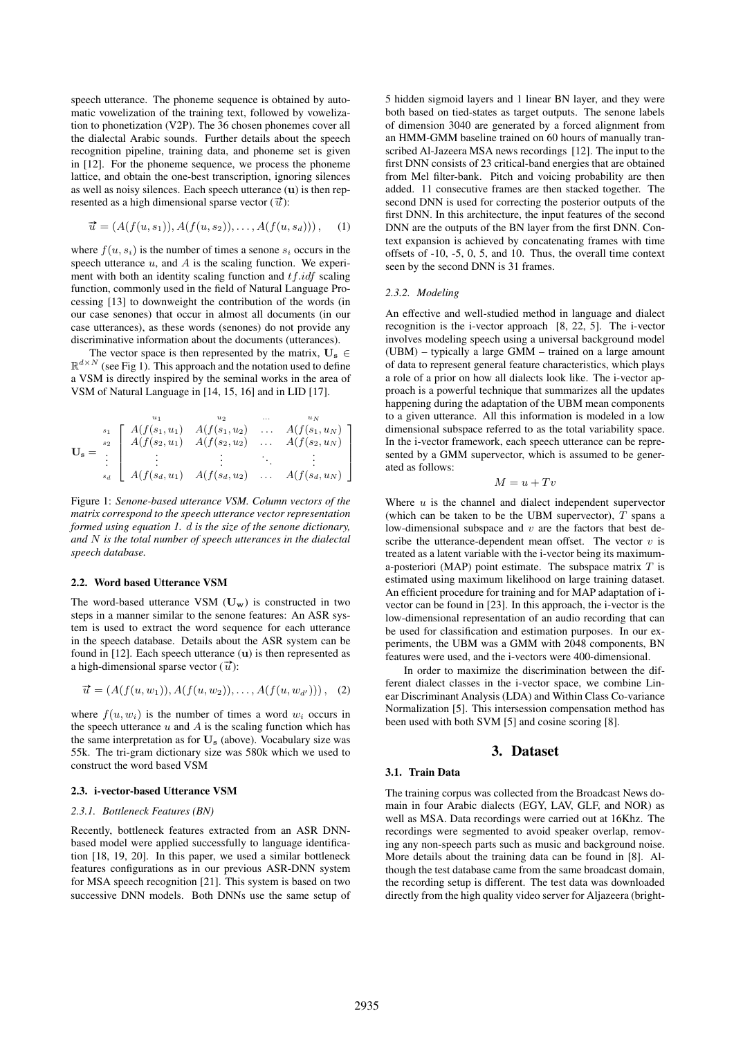speech utterance. The phoneme sequence is obtained by automatic vowelization of the training text, followed by vowelization to phonetization (V2P). The 36 chosen phonemes cover all the dialectal Arabic sounds. Further details about the speech recognition pipeline, training data, and phoneme set is given in [12]. For the phoneme sequence, we process the phoneme lattice, and obtain the one-best transcription, ignoring silences as well as noisy silences. Each speech utterance ($\mathbf{u}$) is then represented as a high dimensional sparse vector ($\vec{u}$):

$$\vec{u} = (A(f(u, s_1)), A(f(u, s_2)), \ldots, A(f(u, s_d))), \quad (1)$$

where $f(u, s_i)$ is the number of times a senone $s_i$ occurs in the speech utterance $u$, and $A$ is the scaling function. We experiment with both an identity scaling function and $tf.idf$ scaling function, commonly used in the field of Natural Language Processing [13] to downweight the contribution of the words (in our case senones) that occur in almost all documents (in our case utterances), as these words (senones) do not provide any discriminative information about the documents (utterances).

The vector space is then represented by the matrix, $\mathbf{U_s} \in \mathbb{R}^{d \times N}$ (see Fig 1). This approach and the notation used to define a VSM is directly inspired by the seminal works in the area of VSM of Natural Language in [14, 15, 16] and in LID [17].

$$\mathbf{U_s} = \begin{array}{c} \\ s_1 \\ s_2 \\ \vdots \\ s_d \end{array} \begin{array}{c} \begin{array}{cccc} u_1 & u_2 & \ldots & u_N \end{array} \\ \left[ \begin{array}{cccc} A(f(s_1, u_1) & A(f(s_1, u_2) & \ldots & A(f(s_1, u_N) \\ A(f(s_2, u_1) & A(f(s_2, u_2) & \ldots & A(f(s_2, u_N) \\ \vdots & \vdots & \ddots & \vdots \\ A(f(s_d, u_1) & A(f(s_d, u_2) & \ldots & A(f(s_d, u_N) \end{array} \right] \end{array}$$

Figure 1: *Senone-based utterance VSM. Column vectors of the matrix correspond to the speech utterance vector representation formed using equation 1. $d$ is the size of the senone dictionary, and $N$ is the total number of speech utterances in the dialectal speech database.*

### 2.2. Word based Utterance VSM

The word-based utterance VSM ($\mathbf{U_w}$) is constructed in two steps in a manner similar to the senone features: An ASR system is used to extract the word sequence for each utterance in the speech database. Details about the ASR system can be found in [12]. Each speech utterance ($\mathbf{u}$) is then represented as a high-dimensional sparse vector ($\vec{u}$):

$$\vec{u} = (A(f(u, w_1)), A(f(u, w_2)), \ldots, A(f(u, w_{d'}))), \quad (2)$$

where $f(u, w_i)$ is the number of times a word $w_i$ occurs in the speech utterance $u$ and $A$ is the scaling function which has the same interpretation as for $\mathbf{U_s}$ (above). Vocabulary size was 55k. The tri-gram dictionary size was 580k which we used to construct the word based VSM

### 2.3. i-vector-based Utterance VSM

#### 2.3.1. Bottleneck Features (BN)

Recently, bottleneck features extracted from an ASR DNN-based model were applied successfully to language identification [18, 19, 20]. In this paper, we used a similar bottleneck features configurations as in our previous ASR-DNN system for MSA speech recognition [21]. This system is based on two successive DNN models. Both DNNs use the same setup of 5 hidden sigmoid layers and 1 linear BN layer, and they were both based on tied-states as target outputs. The senone labels of dimension 3040 are generated by a forced alignment from an HMM-GMM baseline trained on 60 hours of manually transcribed Al-Jazeera MSA news recordings [12]. The input to the first DNN consists of 23 critical-band energies that are obtained from Mel filter-bank. Pitch and voicing probability are then added. 11 consecutive frames are then stacked together. The second DNN is used for correcting the posterior outputs of the first DNN. In this architecture, the input features of the second DNN are the outputs of the BN layer from the first DNN. Context expansion is achieved by concatenating frames with time offsets of -10, -5, 0, 5, and 10. Thus, the overall time context seen by the second DNN is 31 frames.

#### 2.3.2. Modeling

An effective and well-studied method in language and dialect recognition is the i-vector approach [8, 22, 5]. The i-vector involves modeling speech using a universal background model (UBM) – typically a large GMM – trained on a large amount of data to represent general feature characteristics, which plays a role of a prior on how all dialects look like. The i-vector approach is a powerful technique that summarizes all the updates happening during the adaptation of the UBM mean components to a given utterance. All this information is modeled in a low dimensional subspace referred to as the total variability space. In the i-vector framework, each speech utterance can be represented by a GMM supervector, which is assumed to be generated as follows:

$$M = u + Tv$$

Where $u$ is the channel and dialect independent supervector (which can be taken to be the UBM supervector), $T$ spans a low-dimensional subspace and $v$ are the factors that best describe the utterance-dependent mean offset. The vector $v$ is treated as a latent variable with the i-vector being its maximum-a-posteriori (MAP) point estimate. The subspace matrix $T$ is estimated using maximum likelihood on large training dataset. An efficient procedure for training and for MAP adaptation of i-vector can be found in [23]. In this approach, the i-vector is the low-dimensional representation of an audio recording that can be used for classification and estimation purposes. In our experiments, the UBM was a GMM with 2048 components, BN features were used, and the i-vectors were 400-dimensional.

In order to maximize the discrimination between the different dialect classes in the i-vector space, we combine Linear Discriminant Analysis (LDA) and Within Class Co-variance Normalization [5]. This intersession compensation method has been used with both SVM [5] and cosine scoring [8].

## 3. Dataset

### 3.1. Train Data

The training corpus was collected from the Broadcast News domain in four Arabic dialects (EGY, LAV, GLF, and NOR) as well as MSA. Data recordings were carried out at 16Khz. The recordings were segmented to avoid speaker overlap, removing any non-speech parts such as music and background noise. More details about the training data can be found in [8]. Although the test database came from the same broadcast domain, the recording setup is different. The test data was downloaded directly from the high quality video server for Aljazeera (bright-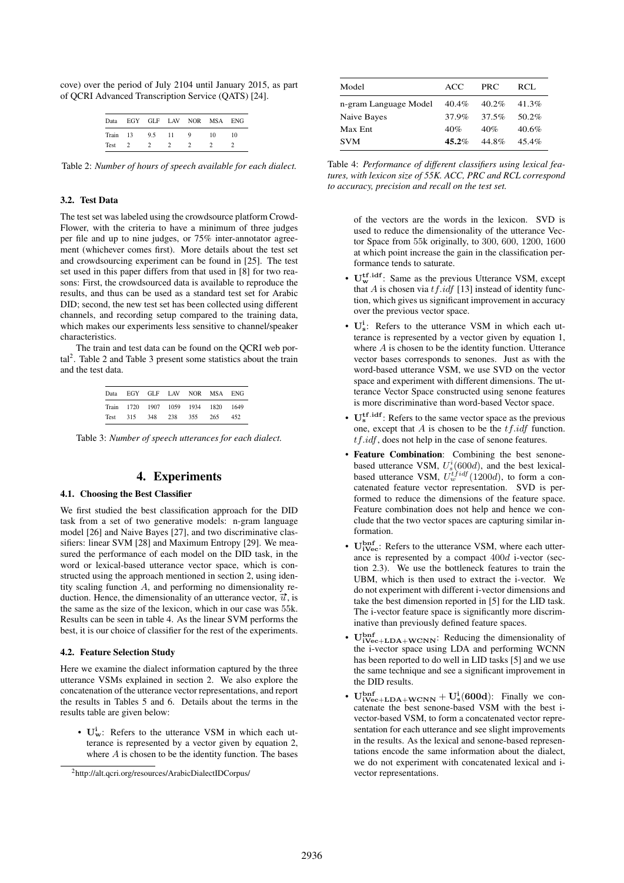cove) over the period of July 2104 until January 2015, as part of QCRI Advanced Transcription Service (QATS) [24].

| Data | EGY | GLF | LAV | NOR | MSA | ENG |
|---|---|---|---|---|---|---|
| Train | 13 | 9.5 | 11 | 9 | 10 | 10 |
| Test | 2 | 2 | 2 | 2 | 2 | 2 |

Table 2: *Number of hours of speech available for each dialect.*

### 3.2. Test Data

The test set was labeled using the crowdsource platform Crowd-Flower, with the criteria to have a minimum of three judges per file and up to nine judges, or 75% inter-annotator agreement (whichever comes first). More details about the test set and crowdsourcing experiment can be found in [25]. The test set used in this paper differs from that used in [8] for two reasons: First, the crowdsourced data is available to reproduce the results, and thus can be used as a standard test set for Arabic DID; second, the new test set has been collected using different channels, and recording setup compared to the training data, which makes our experiments less sensitive to channel/speaker characteristics.

The train and test data can be found on the QCRI web portal[2]. Table 2 and Table 3 present some statistics about the train and the test data.

| Data | EGY | GLF | LAV | NOR | MSA | ENG |
|---|---|---|---|---|---|---|
| Train | 1720 | 1907 | 1059 | 1934 | 1820 | 1649 |
| Test | 315 | 348 | 238 | 355 | 265 | 452 |

Table 3: *Number of speech utterances for each dialect.*

## 4. Experiments

### 4.1. Choosing the Best Classifier

We first studied the best classification approach for the DID task from a set of two generative models: n-gram language model [26] and Naive Bayes [27], and two discriminative classifiers: linear SVM [28] and Maximum Entropy [29]. We measured the performance of each model on the DID task, in the word or lexical-based utterance vector space, which is constructed using the approach mentioned in section 2, using identity scaling function $A$, and performing no dimensionality reduction. Hence, the dimensionality of an utterance vector, $\vec{u}$, is the same as the size of the lexicon, which in our case was $55k$. Results can be seen in table 4. As the linear SVM performs the best, it is our choice of classifier for the rest of the experiments.

### 4.2. Feature Selection Study

Here we examine the dialect information captured by the three utterance VSMs explained in section 2. We also explore the concatenation of the utterance vector representations, and report the results in Tables 5 and 6. Details about the terms in the results table are given below:

- $\mathbf{U_w^i}$: Refers to the utterance VSM in which each utterance is represented by a vector given by equation 2, where $A$ is chosen to be the identity function. The bases of the vectors are the words in the lexicon. SVD is used to reduce the dimensionality of the utterance Vector Space from 55k originally, to 300, 600, 1200, 1600 at which point increase the gain in the classification performance tends to saturate.
- $\mathbf{U_w^{tf.idf}}$: Same as the previous Utterance VSM, except that $A$ is chosen via $tf.idf$ [13] instead of identity function, which gives us significant improvement in accuracy over the previous vector space.
- $\mathbf{U_s^i}$: Refers to the utterance VSM in which each utterance is represented by a vector given by equation 1, where $A$ is chosen to be the identity function. Utterance vector bases corresponds to senones. Just as with the word-based utterance VSM, we use SVD on the vector space and experiment with different dimensions. The utterance Vector Space constructed using senone features is more discriminative than word-based Vector space.
- $\mathbf{U_s^{tf.idf}}$: Refers to the same vector space as the previous one, except that $A$ is chosen to be the $tf.idf$ function. $tf.idf$, does not help in the case of senone features.
- **Feature Combination**: Combining the best senone-based utterance VSM, $U_s^i(600d)$, and the best lexical-based utterance VSM, $U_w^{tfidf}(1200d)$, to form a concatenated feature vector representation. SVD is performed to reduce the dimensions of the feature space. Feature combination does not help and hence we conclude that the two vector spaces are capturing similar information.
- $\mathbf{U_{iVec}^{bnf}}$: Refers to the utterance VSM, where each utterance is represented by a compact $400d$ i-vector (section 2.3). We use the bottleneck features to train the UBM, which is then used to extract the i-vector. We do not experiment with different i-vector dimensions and take the best dimension reported in [5] for the LID task. The i-vector feature space is significantly more discriminative than previously defined feature spaces.
- $\mathbf{U_{iVec+LDA+WCNN}^{bnf}}$: Reducing the dimensionality of the i-vector space using LDA and performing WCNN has been reported to do well in LID tasks [5] and we use the same technique and see a significant improvement in the DID results.
- $\mathbf{U_{iVec+LDA+WCNN}^{bnf} + U_s^i(600d)}$: Finally we concatenate the best senone-based VSM with the best i-vector-based VSM, to form a concatenated vector representation for each utterance and see slight improvements in the results. As the lexical and senone-based representations encode the same information about the dialect, we do not experiment with concatenated lexical and i-vector representations.

| Model | ACC | PRC | RCL |
|---|---|---|---|
| n-gram Language Model | 40.4% | 40.2% | 41.3% |
| Naive Bayes | 37.9% | 37.5% | 50.2% |
| Max Ent | 40% | 40% | 40.6% |
| SVM | **45.2**% | 44.8% | 45.4% |

Table 4: *Performance of different classifiers using lexical features, with lexicon size of 55K. ACC, PRC and RCL correspond to accuracy, precision and recall on the test set.*

[2] http://alt.qcri.org/resources/ArabicDialectIDCorpus/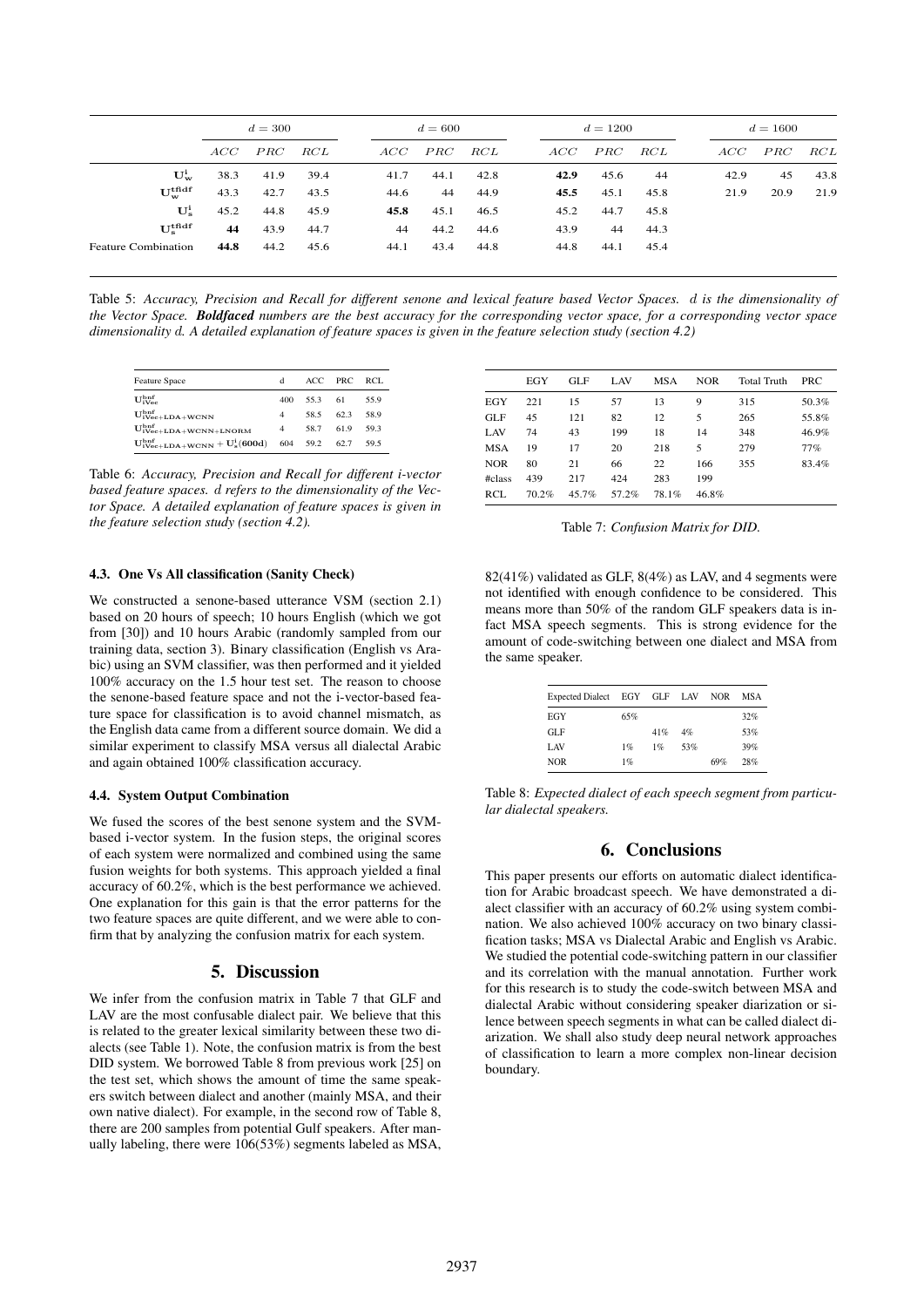| | $d = 300$ | | | $d = 600$ | | | $d = 1200$ | | | $d = 1600$ | | |
|---|---|---|---|---|---|---|---|---|---|---|---|---|
| | $ACC$ | $PRC$ | $RCL$ | $ACC$ | $PRC$ | $RCL$ | $ACC$ | $PRC$ | $RCL$ | $ACC$ | $PRC$ | $RCL$ |
| $\mathbf{U_w^i}$ | 38.3 | 41.9 | 39.4 | 41.7 | 44.1 | 42.8 | **42.9** | 45.6 | 44 | 42.9 | 45 | 43.8 |
| $\mathbf{U_w^{tfidf}}$ | 43.3 | 42.7 | 43.5 | 44.6 | 44 | 44.9 | **45.5** | 45.1 | 45.8 | 21.9 | 20.9 | 21.9 |
| $\mathbf{U_s^i}$ | 45.2 | 44.8 | 45.9 | **45.8** | 45.1 | 46.5 | 45.2 | 44.7 | 45.8 | | | |
| $\mathbf{U_s^{tfidf}}$ | **44** | 43.9 | 44.7 | 44 | 44.2 | 44.6 | 43.9 | 44 | 44.3 | | | |
| Feature Combination | **44.8** | 44.2 | 45.6 | 44.1 | 43.4 | 44.8 | 44.8 | 44.1 | 45.4 | | | |

Table 5: *Accuracy, Precision and Recall for different senone and lexical feature based Vector Spaces. d is the dimensionality of the Vector Space.* ***Boldfaced*** *numbers are the best accuracy for the corresponding vector space, for a corresponding vector space dimensionality d. A detailed explanation of feature spaces is given in the feature selection study (section 4.2)*

| Feature Space | d | ACC | PRC | RCL |
|---|---|---|---|---|
| $\mathbf{U_{iVec}^{bnf}}$ | 400 | 55.3 | 61 | 55.9 |
| $\mathbf{U_{iVec+LDA+WCNN}^{bnf}}$ | 4 | 58.5 | 62.3 | 58.9 |
| $\mathbf{U_{iVec+LDA+WCNN+LNORM}^{bnf}}$ | 4 | 58.7 | 61.9 | 59.3 |
| $\mathbf{U_{iVec+LDA+WCNN}^{bnf} + U_s^i(600d)}$ | 604 | 59.2 | 62.7 | 59.5 |

Table 6: *Accuracy, Precision and Recall for different i-vector based feature spaces. d refers to the dimensionality of the Vector Space. A detailed explanation of feature spaces is given in the feature selection study (section 4.2).*

### 4.3. One Vs All classification (Sanity Check)

We constructed a senone-based utterance VSM (section 2.1) based on 20 hours of speech; 10 hours English (which we got from [30]) and 10 hours Arabic (randomly sampled from our training data, section 3). Binary classification (English vs Arabic) using an SVM classifier, was then performed and it yielded 100% accuracy on the 1.5 hour test set. The reason to choose the senone-based feature space and not the i-vector-based feature space for classification is to avoid channel mismatch, as the English data came from a different source domain. We did a similar experiment to classify MSA versus all dialectal Arabic and again obtained 100% classification accuracy.

### 4.4. System Output Combination

We fused the scores of the best senone system and the SVM-based i-vector system. In the fusion steps, the original scores of each system were normalized and combined using the same fusion weights for both systems. This approach yielded a final accuracy of 60.2%, which is the best performance we achieved. One explanation for this gain is that the error patterns for the two feature spaces are quite different, and we were able to confirm that by analyzing the confusion matrix for each system.

## 5. Discussion

We infer from the confusion matrix in Table 7 that GLF and LAV are the most confusable dialect pair. We believe that this is related to the greater lexical similarity between these two dialects (see Table 1). Note, the confusion matrix is from the best DID system. We borrowed Table 8 from previous work [25] on the test set, which shows the amount of time the same speakers switch between dialect and another (mainly MSA, and their own native dialect). For example, in the second row of Table 8, there are 200 samples from potential Gulf speakers. After manually labeling, there were 106(53%) segments labeled as MSA,

| | EGY | GLF | LAV | MSA | NOR | Total Truth | PRC |
|---|---|---|---|---|---|---|---|
| EGY | 221 | 15 | 57 | 13 | 9 | 315 | 50.3% |
| GLF | 45 | 121 | 82 | 12 | 5 | 265 | 55.8% |
| LAV | 74 | 43 | 199 | 18 | 14 | 348 | 46.9% |
| MSA | 19 | 17 | 20 | 218 | 5 | 279 | 77% |
| NOR | 80 | 21 | 66 | 22 | 166 | 355 | 83.4% |
| #class | 439 | 217 | 424 | 283 | 199 | | |
| RCL | 70.2% | 45.7% | 57.2% | 78.1% | 46.8% | | |

Table 7: *Confusion Matrix for DID.*

82(41%) validated as GLF, 8(4%) as LAV, and 4 segments were not identified with enough confidence to be considered. This means more than 50% of the random GLF speakers data is in fact MSA speech segments. This is strong evidence for the amount of code-switching between one dialect and MSA from the same speaker.

| Expected Dialect | EGY | GLF | LAV | NOR | MSA |
|---|---|---|---|---|---|
| EGY | 65% | | | | 32% |
| GLF | | 41% | 4% | | 53% |
| LAV | 1% | 1% | 53% | | 39% |
| NOR | 1% | | | 69% | 28% |

Table 8: *Expected dialect of each speech segment from particular dialectal speakers.*

## 6. Conclusions

This paper presents our efforts on automatic dialect identification for Arabic broadcast speech. We have demonstrated a dialect classifier with an accuracy of 60.2% using system combination. We also achieved 100% accuracy on two binary classification tasks; MSA vs Dialectal Arabic and English vs Arabic. We studied the potential code-switching pattern in our classifier and its correlation with the manual annotation. Further work for this research is to study the code-switch between MSA and dialectal Arabic without considering speaker diarization or silence between speech segments in what can be called dialect diarization. We shall also study deep neural network approaches of classification to learn a more complex non-linear decision boundary.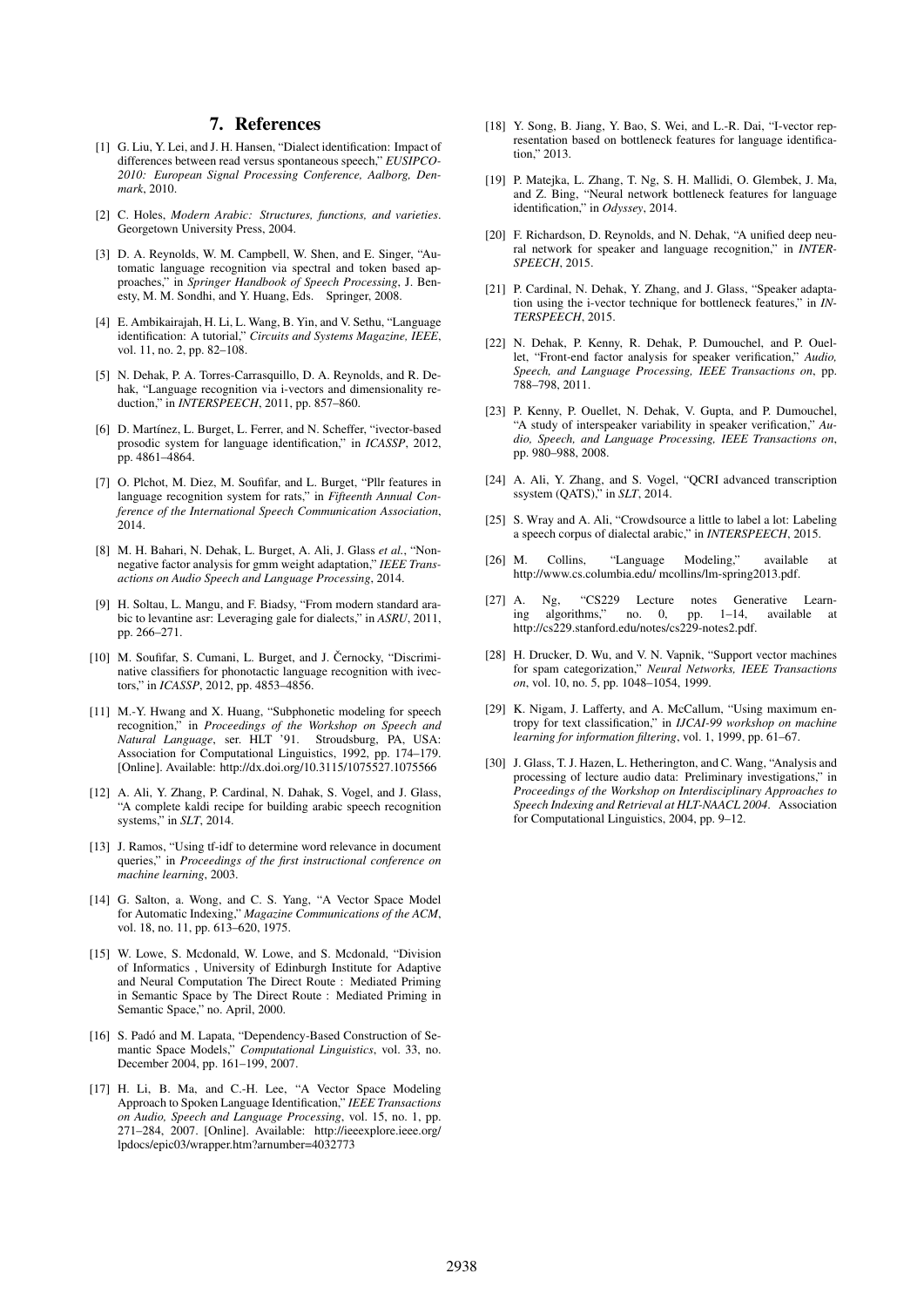## 7. References

[1] G. Liu, Y. Lei, and J. H. Hansen, "Dialect identification: Impact of differences between read versus spontaneous speech," *EUSIPCO-2010: European Signal Processing Conference, Aalborg, Denmark*, 2010.

[2] C. Holes, *Modern Arabic: Structures, functions, and varieties*. Georgetown University Press, 2004.

[3] D. A. Reynolds, W. M. Campbell, W. Shen, and E. Singer, "Automatic language recognition via spectral and token based approaches," in *Springer Handbook of Speech Processing*, J. Benesty, M. M. Sondhi, and Y. Huang, Eds. Springer, 2008.

[4] E. Ambikairajah, H. Li, L. Wang, B. Yin, and V. Sethu, "Language identification: A tutorial," *Circuits and Systems Magazine, IEEE*, vol. 11, no. 2, pp. 82–108.

[5] N. Dehak, P. A. Torres-Carrasquillo, D. A. Reynolds, and R. Dehak, "Language recognition via i-vectors and dimensionality reduction," in *INTERSPEECH*, 2011, pp. 857–860.

[6] D. Martínez, L. Burget, L. Ferrer, and N. Scheffer, "ivector-based prosodic system for language identification," in *ICASSP*, 2012, pp. 4861–4864.

[7] O. Plchot, M. Diez, M. Soufifar, and L. Burget, "Pllr features in language recognition system for rats," in *Fifteenth Annual Conference of the International Speech Communication Association*, 2014.

[8] M. H. Bahari, N. Dehak, L. Burget, A. Ali, J. Glass *et al.*, "Non-negative factor analysis for gmm weight adaptation," *IEEE Transactions on Audio Speech and Language Processing*, 2014.

[9] H. Soltau, L. Mangu, and F. Biadsy, "From modern standard arabic to levantine asr: Leveraging gale for dialects," in *ASRU*, 2011, pp. 266–271.

[10] M. Soufifar, S. Cumani, L. Burget, and J. Černocky, "Discriminative classifiers for phonotactic language recognition with ivectors," in *ICASSP*, 2012, pp. 4853–4856.

[11] M.-Y. Hwang and X. Huang, "Subphonetic modeling for speech recognition," in *Proceedings of the Workshop on Speech and Natural Language*, ser. HLT '91. Stroudsburg, PA, USA: Association for Computational Linguistics, 1992, pp. 174–179. [Online]. Available: http://dx.doi.org/10.3115/1075527.1075566

[12] A. Ali, Y. Zhang, P. Cardinal, N. Dahak, S. Vogel, and J. Glass, "A complete kaldi recipe for building arabic speech recognition systems," in *SLT*, 2014.

[13] J. Ramos, "Using tf-idf to determine word relevance in document queries," in *Proceedings of the first instructional conference on machine learning*, 2003.

[14] G. Salton, a. Wong, and C. S. Yang, "A Vector Space Model for Automatic Indexing," *Magazine Communications of the ACM*, vol. 18, no. 11, pp. 613–620, 1975.

[15] W. Lowe, S. Mcdonald, W. Lowe, and S. Mcdonald, "Division of Informatics , University of Edinburgh Institute for Adaptive and Neural Computation The Direct Route : Mediated Priming in Semantic Space by The Direct Route : Mediated Priming in Semantic Space," no. April, 2000.

[16] S. Padó and M. Lapata, "Dependency-Based Construction of Semantic Space Models," *Computational Linguistics*, vol. 33, no. December 2004, pp. 161–199, 2007.

[17] H. Li, B. Ma, and C.-H. Lee, "A Vector Space Modeling Approach to Spoken Language Identification," *IEEE Transactions on Audio, Speech and Language Processing*, vol. 15, no. 1, pp. 271–284, 2007. [Online]. Available: http://ieeexplore.ieee.org/lpdocs/epic03/wrapper.htm?arnumber=4032773

[18] Y. Song, B. Jiang, Y. Bao, S. Wei, and L.-R. Dai, "I-vector representation based on bottleneck features for language identification," 2013.

[19] P. Matejka, L. Zhang, T. Ng, S. H. Mallidi, O. Glembek, J. Ma, and Z. Bing, "Neural network bottleneck features for language identification," in *Odyssey*, 2014.

[20] F. Richardson, D. Reynolds, and N. Dehak, "A unified deep neural network for speaker and language recognition," in *INTERSPEECH*, 2015.

[21] P. Cardinal, N. Dehak, Y. Zhang, and J. Glass, "Speaker adaptation using the i-vector technique for bottleneck features," in *INTERSPEECH*, 2015.

[22] N. Dehak, P. Kenny, R. Dehak, P. Dumouchel, and P. Ouellet, "Front-end factor analysis for speaker verification," *Audio, Speech, and Language Processing, IEEE Transactions on*, pp. 788–798, 2011.

[23] P. Kenny, P. Ouellet, N. Dehak, V. Gupta, and P. Dumouchel, "A study of interspeaker variability in speaker verification," *Audio, Speech, and Language Processing, IEEE Transactions on*, pp. 980–988, 2008.

[24] A. Ali, Y. Zhang, and S. Vogel, "QCRI advanced transcription ssystem (QATS)," in *SLT*, 2014.

[25] S. Wray and A. Ali, "Crowdsource a little to label a lot: Labeling a speech corpus of dialectal arabic," in *INTERSPEECH*, 2015.

[26] M. Collins, "Language Modeling," available at http://www.cs.columbia.edu/ mcollins/lm-spring2013.pdf.

[27] A. Ng, "CS229 Lecture notes Generative Learning algorithms," no. 0, pp. 1–14, available at http://cs229.stanford.edu/notes/cs229-notes2.pdf.

[28] H. Drucker, D. Wu, and V. N. Vapnik, "Support vector machines for spam categorization," *Neural Networks, IEEE Transactions on*, vol. 10, no. 5, pp. 1048–1054, 1999.

[29] K. Nigam, J. Lafferty, and A. McCallum, "Using maximum entropy for text classification," in *IJCAI-99 workshop on machine learning for information filtering*, vol. 1, 1999, pp. 61–67.

[30] J. Glass, T. J. Hazen, L. Hetherington, and C. Wang, "Analysis and processing of lecture audio data: Preliminary investigations," in *Proceedings of the Workshop on Interdisciplinary Approaches to Speech Indexing and Retrieval at HLT-NAACL 2004*. Association for Computational Linguistics, 2004, pp. 9–12.